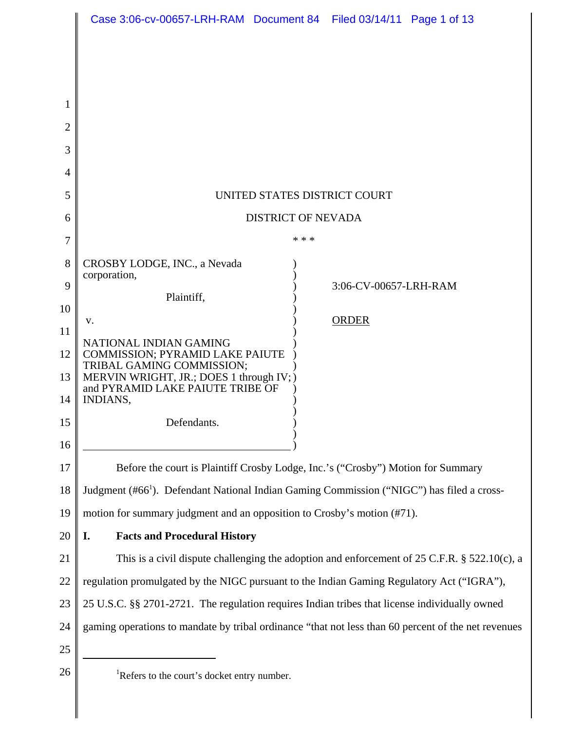UNITED STATES DISTRICT COURT

DISTRICT OF NEVADA

\* \* \*

CROSBY LODGE, INC., a Nevada corporation,

Plaintiff,

v.

NATIONAL INDIAN GAMING COMMISSION; PYRAMID LAKE PAIUTE TRIBAL GAMING COMMISSION; MERVIN WRIGHT, JR.; DOES 1 through IV; and PYRAMID LAKE PAIUTE TRIBE OF INDIANS,

Defendants.

3:06-CV-00657-LRH-RAM

ORDER

Before the court is Plaintiff Crosby Lodge, Inc.'s ("Crosby") Motion for Summary Judgment (#66[1]). Defendant National Indian Gaming Commission ("NIGC") has filed a cross-motion for summary judgment and an opposition to Crosby's motion (#71).

## I. Facts and Procedural History

This is a civil dispute challenging the adoption and enforcement of 25 C.F.R. § 522.10(c), a regulation promulgated by the NIGC pursuant to the Indian Gaming Regulatory Act ("IGRA"), 25 U.S.C. §§ 2701-2721. The regulation requires Indian tribes that license individually owned gaming operations to mandate by tribal ordinance "that not less than 60 percent of the net revenues

---

[1] Refers to the court's docket entry number.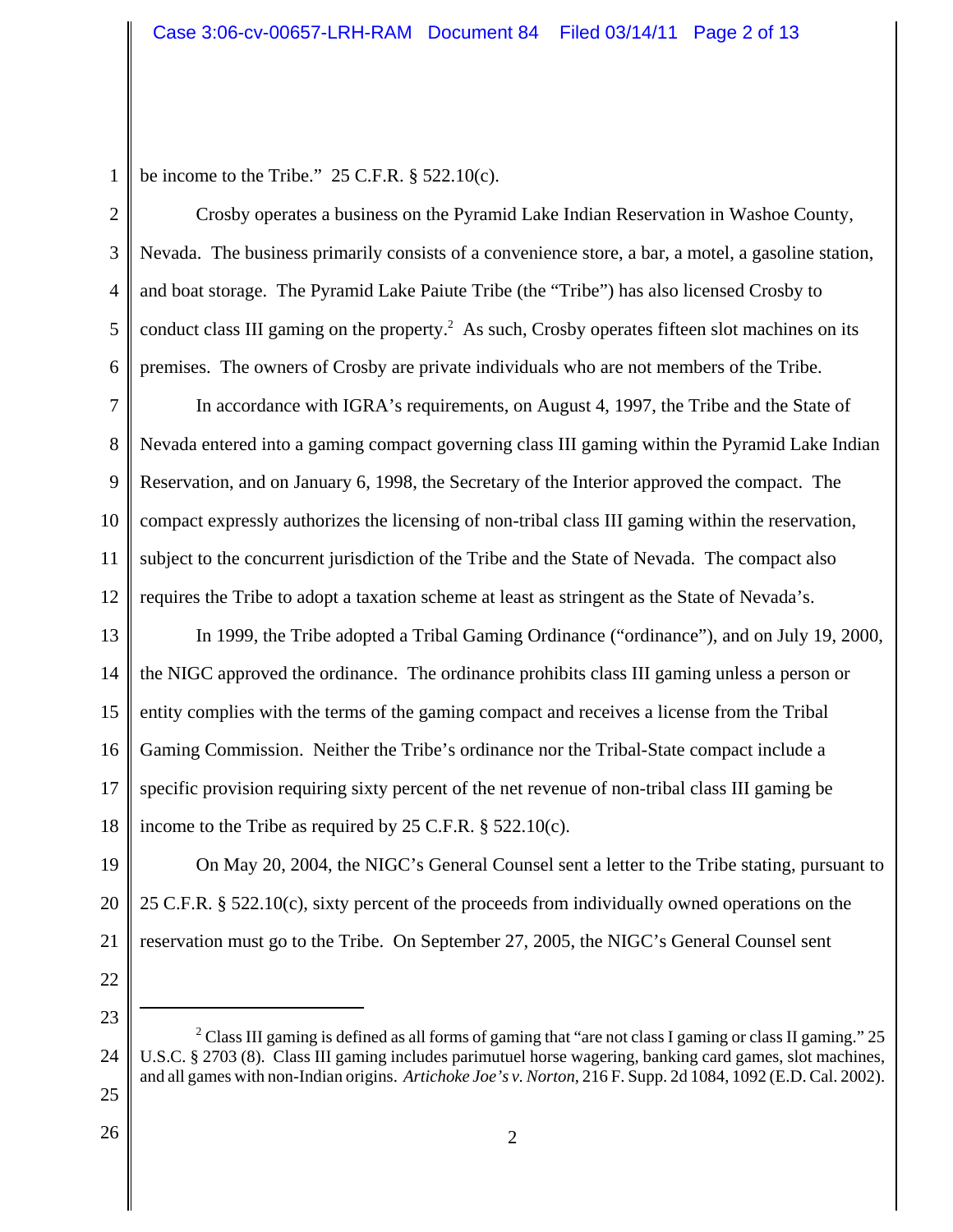be income to the Tribe." 25 C.F.R. § 522.10(c).

Crosby operates a business on the Pyramid Lake Indian Reservation in Washoe County, Nevada. The business primarily consists of a convenience store, a bar, a motel, a gasoline station, and boat storage. The Pyramid Lake Paiute Tribe (the "Tribe") has also licensed Crosby to conduct class III gaming on the property.[2] As such, Crosby operates fifteen slot machines on its premises. The owners of Crosby are private individuals who are not members of the Tribe.

In accordance with IGRA's requirements, on August 4, 1997, the Tribe and the State of Nevada entered into a gaming compact governing class III gaming within the Pyramid Lake Indian Reservation, and on January 6, 1998, the Secretary of the Interior approved the compact. The compact expressly authorizes the licensing of non-tribal class III gaming within the reservation, subject to the concurrent jurisdiction of the Tribe and the State of Nevada. The compact also requires the Tribe to adopt a taxation scheme at least as stringent as the State of Nevada's.

In 1999, the Tribe adopted a Tribal Gaming Ordinance ("ordinance"), and on July 19, 2000, the NIGC approved the ordinance. The ordinance prohibits class III gaming unless a person or entity complies with the terms of the gaming compact and receives a license from the Tribal Gaming Commission. Neither the Tribe's ordinance nor the Tribal-State compact include a specific provision requiring sixty percent of the net revenue of non-tribal class III gaming be income to the Tribe as required by 25 C.F.R. § 522.10(c).

On May 20, 2004, the NIGC's General Counsel sent a letter to the Tribe stating, pursuant to 25 C.F.R. § 522.10(c), sixty percent of the proceeds from individually owned operations on the reservation must go to the Tribe. On September 27, 2005, the NIGC's General Counsel sent

---

[2] Class III gaming is defined as all forms of gaming that "are not class I gaming or class II gaming." 25 U.S.C. § 2703 (8). Class III gaming includes parimutuel horse wagering, banking card games, slot machines, and all games with non-Indian origins. *Artichoke Joe's v. Norton*, 216 F. Supp. 2d 1084, 1092 (E.D. Cal. 2002).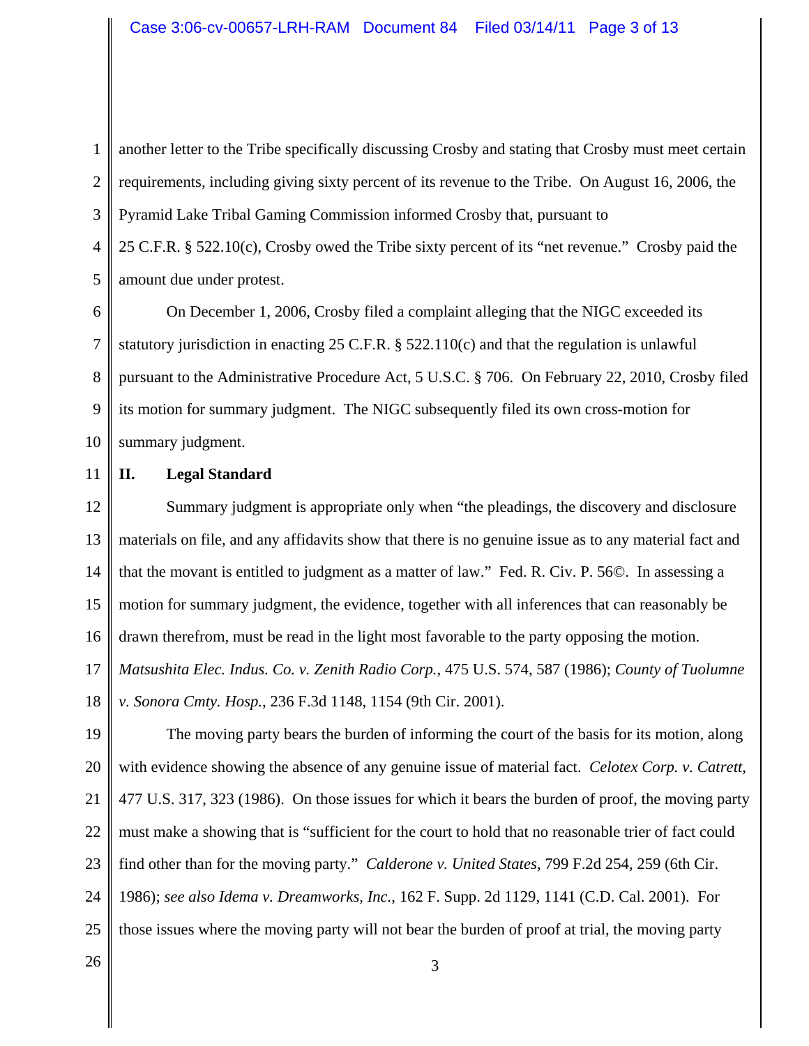another letter to the Tribe specifically discussing Crosby and stating that Crosby must meet certain requirements, including giving sixty percent of its revenue to the Tribe. On August 16, 2006, the Pyramid Lake Tribal Gaming Commission informed Crosby that, pursuant to 25 C.F.R. § 522.10(c), Crosby owed the Tribe sixty percent of its "net revenue." Crosby paid the amount due under protest.

On December 1, 2006, Crosby filed a complaint alleging that the NIGC exceeded its statutory jurisdiction in enacting 25 C.F.R. § 522.110(c) and that the regulation is unlawful pursuant to the Administrative Procedure Act, 5 U.S.C. § 706. On February 22, 2010, Crosby filed its motion for summary judgment. The NIGC subsequently filed its own cross-motion for summary judgment.

## II. Legal Standard

Summary judgment is appropriate only when "the pleadings, the discovery and disclosure materials on file, and any affidavits show that there is no genuine issue as to any material fact and that the movant is entitled to judgment as a matter of law." Fed. R. Civ. P. 56©. In assessing a motion for summary judgment, the evidence, together with all inferences that can reasonably be drawn therefrom, must be read in the light most favorable to the party opposing the motion. *Matsushita Elec. Indus. Co. v. Zenith Radio Corp.*, 475 U.S. 574, 587 (1986); *County of Tuolumne v. Sonora Cmty. Hosp.*, 236 F.3d 1148, 1154 (9th Cir. 2001).

The moving party bears the burden of informing the court of the basis for its motion, along with evidence showing the absence of any genuine issue of material fact. *Celotex Corp. v. Catrett*, 477 U.S. 317, 323 (1986). On those issues for which it bears the burden of proof, the moving party must make a showing that is "sufficient for the court to hold that no reasonable trier of fact could find other than for the moving party." *Calderone v. United States*, 799 F.2d 254, 259 (6th Cir. 1986); *see also Idema v. Dreamworks, Inc.*, 162 F. Supp. 2d 1129, 1141 (C.D. Cal. 2001). For those issues where the moving party will not bear the burden of proof at trial, the moving party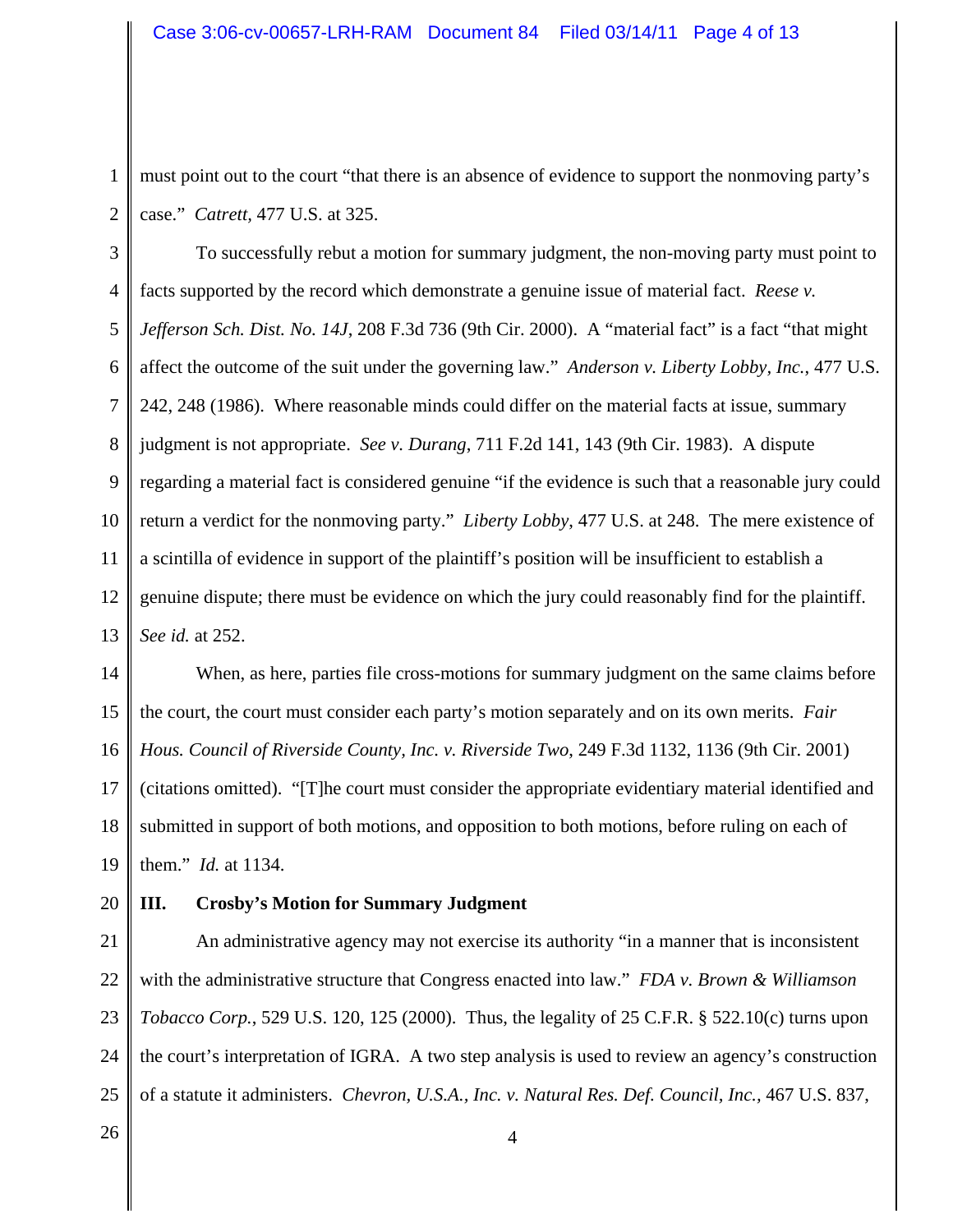must point out to the court "that there is an absence of evidence to support the nonmoving party's case." *Catrett*, 477 U.S. at 325.

To successfully rebut a motion for summary judgment, the non-moving party must point to facts supported by the record which demonstrate a genuine issue of material fact. *Reese v. Jefferson Sch. Dist. No. 14J*, 208 F.3d 736 (9th Cir. 2000). A "material fact" is a fact "that might affect the outcome of the suit under the governing law." *Anderson v. Liberty Lobby, Inc.*, 477 U.S. 242, 248 (1986). Where reasonable minds could differ on the material facts at issue, summary judgment is not appropriate. *See v. Durang*, 711 F.2d 141, 143 (9th Cir. 1983). A dispute regarding a material fact is considered genuine "if the evidence is such that a reasonable jury could return a verdict for the nonmoving party." *Liberty Lobby*, 477 U.S. at 248. The mere existence of a scintilla of evidence in support of the plaintiff's position will be insufficient to establish a genuine dispute; there must be evidence on which the jury could reasonably find for the plaintiff. *See id.* at 252.

When, as here, parties file cross-motions for summary judgment on the same claims before the court, the court must consider each party's motion separately and on its own merits. *Fair Hous. Council of Riverside County, Inc. v. Riverside Two*, 249 F.3d 1132, 1136 (9th Cir. 2001) (citations omitted). "[T]he court must consider the appropriate evidentiary material identified and submitted in support of both motions, and opposition to both motions, before ruling on each of them." *Id.* at 1134.

## III. Crosby's Motion for Summary Judgment

An administrative agency may not exercise its authority "in a manner that is inconsistent with the administrative structure that Congress enacted into law." *FDA v. Brown & Williamson Tobacco Corp.*, 529 U.S. 120, 125 (2000). Thus, the legality of 25 C.F.R. § 522.10(c) turns upon the court's interpretation of IGRA. A two step analysis is used to review an agency's construction of a statute it administers. *Chevron, U.S.A., Inc. v. Natural Res. Def. Council, Inc.*, 467 U.S. 837,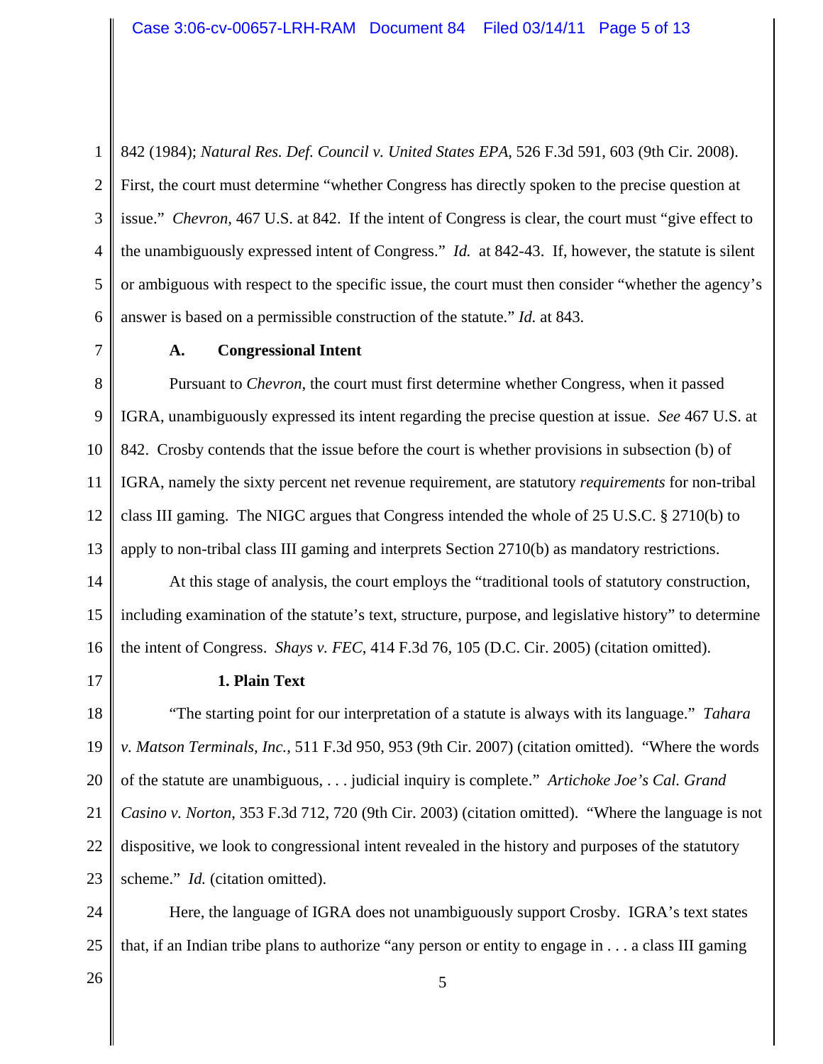842 (1984); *Natural Res. Def. Council v. United States EPA*, 526 F.3d 591, 603 (9th Cir. 2008). First, the court must determine "whether Congress has directly spoken to the precise question at issue." *Chevron*, 467 U.S. at 842. If the intent of Congress is clear, the court must "give effect to the unambiguously expressed intent of Congress." *Id.* at 842-43. If, however, the statute is silent or ambiguous with respect to the specific issue, the court must then consider "whether the agency's answer is based on a permissible construction of the statute." *Id.* at 843.

**A. Congressional Intent**

Pursuant to *Chevron*, the court must first determine whether Congress, when it passed IGRA, unambiguously expressed its intent regarding the precise question at issue. *See* 467 U.S. at 842. Crosby contends that the issue before the court is whether provisions in subsection (b) of IGRA, namely the sixty percent net revenue requirement, are statutory *requirements* for non-tribal class III gaming. The NIGC argues that Congress intended the whole of 25 U.S.C. § 2710(b) to apply to non-tribal class III gaming and interprets Section 2710(b) as mandatory restrictions.

At this stage of analysis, the court employs the "traditional tools of statutory construction, including examination of the statute's text, structure, purpose, and legislative history" to determine the intent of Congress. *Shays v. FEC*, 414 F.3d 76, 105 (D.C. Cir. 2005) (citation omitted).

**1. Plain Text**

"The starting point for our interpretation of a statute is always with its language." *Tahara v. Matson Terminals, Inc.*, 511 F.3d 950, 953 (9th Cir. 2007) (citation omitted). "Where the words of the statute are unambiguous, . . . judicial inquiry is complete." *Artichoke Joe's Cal. Grand Casino v. Norton*, 353 F.3d 712, 720 (9th Cir. 2003) (citation omitted). "Where the language is not dispositive, we look to congressional intent revealed in the history and purposes of the statutory scheme." *Id.* (citation omitted).

Here, the language of IGRA does not unambiguously support Crosby. IGRA's text states that, if an Indian tribe plans to authorize "any person or entity to engage in . . . a class III gaming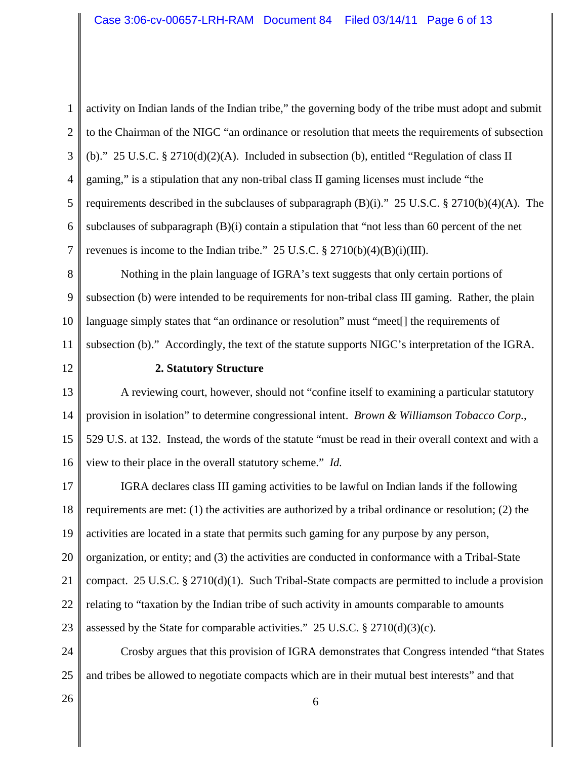activity on Indian lands of the Indian tribe," the governing body of the tribe must adopt and submit to the Chairman of the NIGC "an ordinance or resolution that meets the requirements of subsection (b)." 25 U.S.C. § 2710(d)(2)(A). Included in subsection (b), entitled "Regulation of class II gaming," is a stipulation that any non-tribal class II gaming licenses must include "the requirements described in the subclauses of subparagraph (B)(i)." 25 U.S.C. § 2710(b)(4)(A). The subclauses of subparagraph (B)(i) contain a stipulation that "not less than 60 percent of the net revenues is income to the Indian tribe." 25 U.S.C. § 2710(b)(4)(B)(i)(III).

Nothing in the plain language of IGRA's text suggests that only certain portions of subsection (b) were intended to be requirements for non-tribal class III gaming. Rather, the plain language simply states that "an ordinance or resolution" must "meet[] the requirements of subsection (b)." Accordingly, the text of the statute supports NIGC's interpretation of the IGRA.

**2. Statutory Structure**

A reviewing court, however, should not "confine itself to examining a particular statutory provision in isolation" to determine congressional intent. *Brown & Williamson Tobacco Corp.*, 529 U.S. at 132. Instead, the words of the statute "must be read in their overall context and with a view to their place in the overall statutory scheme." *Id.*

IGRA declares class III gaming activities to be lawful on Indian lands if the following requirements are met: (1) the activities are authorized by a tribal ordinance or resolution; (2) the activities are located in a state that permits such gaming for any purpose by any person, organization, or entity; and (3) the activities are conducted in conformance with a Tribal-State compact. 25 U.S.C. § 2710(d)(1). Such Tribal-State compacts are permitted to include a provision relating to "taxation by the Indian tribe of such activity in amounts comparable to amounts assessed by the State for comparable activities." 25 U.S.C. § 2710(d)(3)(c).

Crosby argues that this provision of IGRA demonstrates that Congress intended "that States and tribes be allowed to negotiate compacts which are in their mutual best interests" and that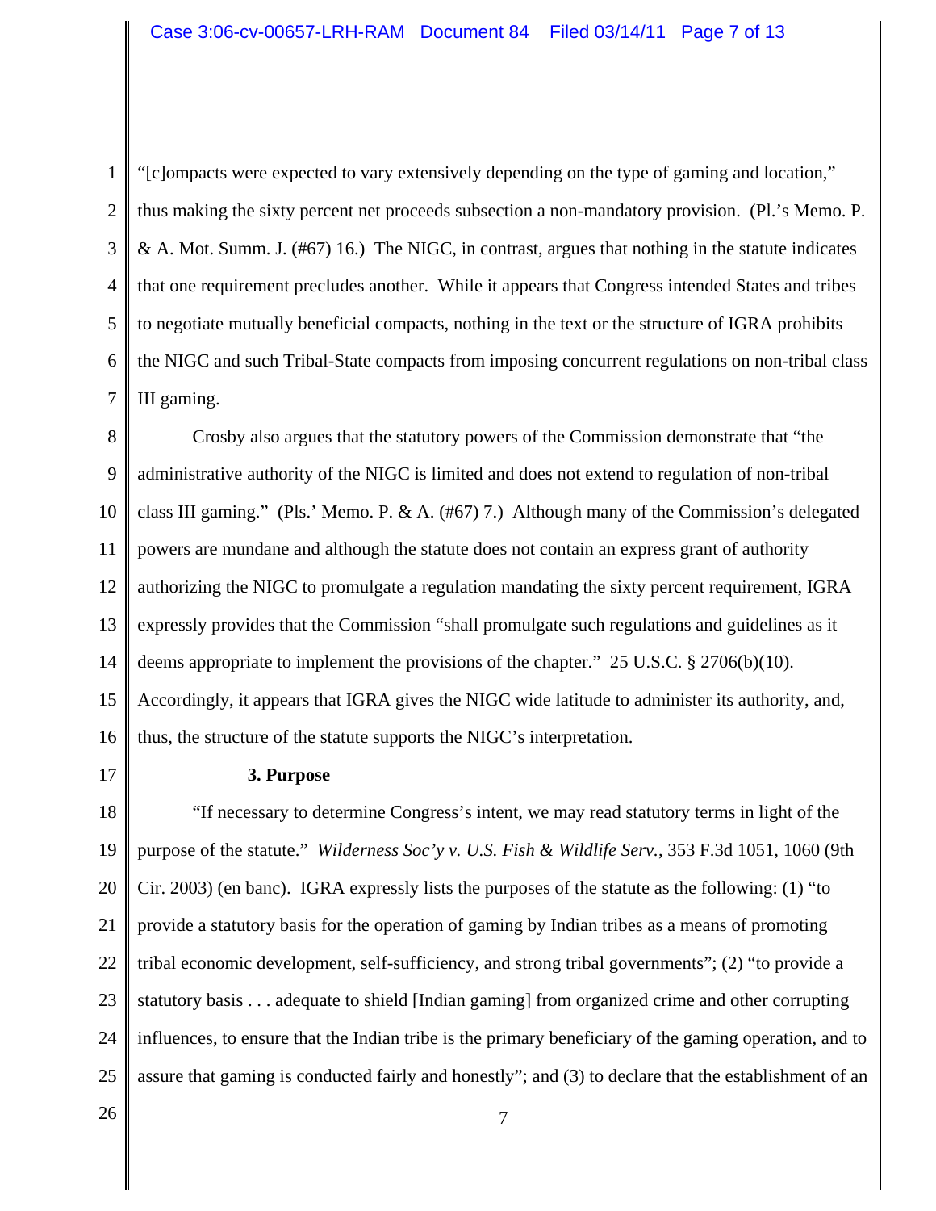"[c]ompacts were expected to vary extensively depending on the type of gaming and location," thus making the sixty percent net proceeds subsection a non-mandatory provision. (Pl.'s Memo. P. & A. Mot. Summ. J. (#67) 16.) The NIGC, in contrast, argues that nothing in the statute indicates that one requirement precludes another. While it appears that Congress intended States and tribes to negotiate mutually beneficial compacts, nothing in the text or the structure of IGRA prohibits the NIGC and such Tribal-State compacts from imposing concurrent regulations on non-tribal class III gaming.

Crosby also argues that the statutory powers of the Commission demonstrate that "the administrative authority of the NIGC is limited and does not extend to regulation of non-tribal class III gaming." (Pls.' Memo. P. & A. (#67) 7.) Although many of the Commission's delegated powers are mundane and although the statute does not contain an express grant of authority authorizing the NIGC to promulgate a regulation mandating the sixty percent requirement, IGRA expressly provides that the Commission "shall promulgate such regulations and guidelines as it deems appropriate to implement the provisions of the chapter." 25 U.S.C. § 2706(b)(10). Accordingly, it appears that IGRA gives the NIGC wide latitude to administer its authority, and, thus, the structure of the statute supports the NIGC's interpretation.

**3. Purpose**

"If necessary to determine Congress's intent, we may read statutory terms in light of the purpose of the statute." *Wilderness Soc'y v. U.S. Fish & Wildlife Serv.*, 353 F.3d 1051, 1060 (9th Cir. 2003) (en banc). IGRA expressly lists the purposes of the statute as the following: (1) "to provide a statutory basis for the operation of gaming by Indian tribes as a means of promoting tribal economic development, self-sufficiency, and strong tribal governments"; (2) "to provide a statutory basis . . . adequate to shield [Indian gaming] from organized crime and other corrupting influences, to ensure that the Indian tribe is the primary beneficiary of the gaming operation, and to assure that gaming is conducted fairly and honestly"; and (3) to declare that the establishment of an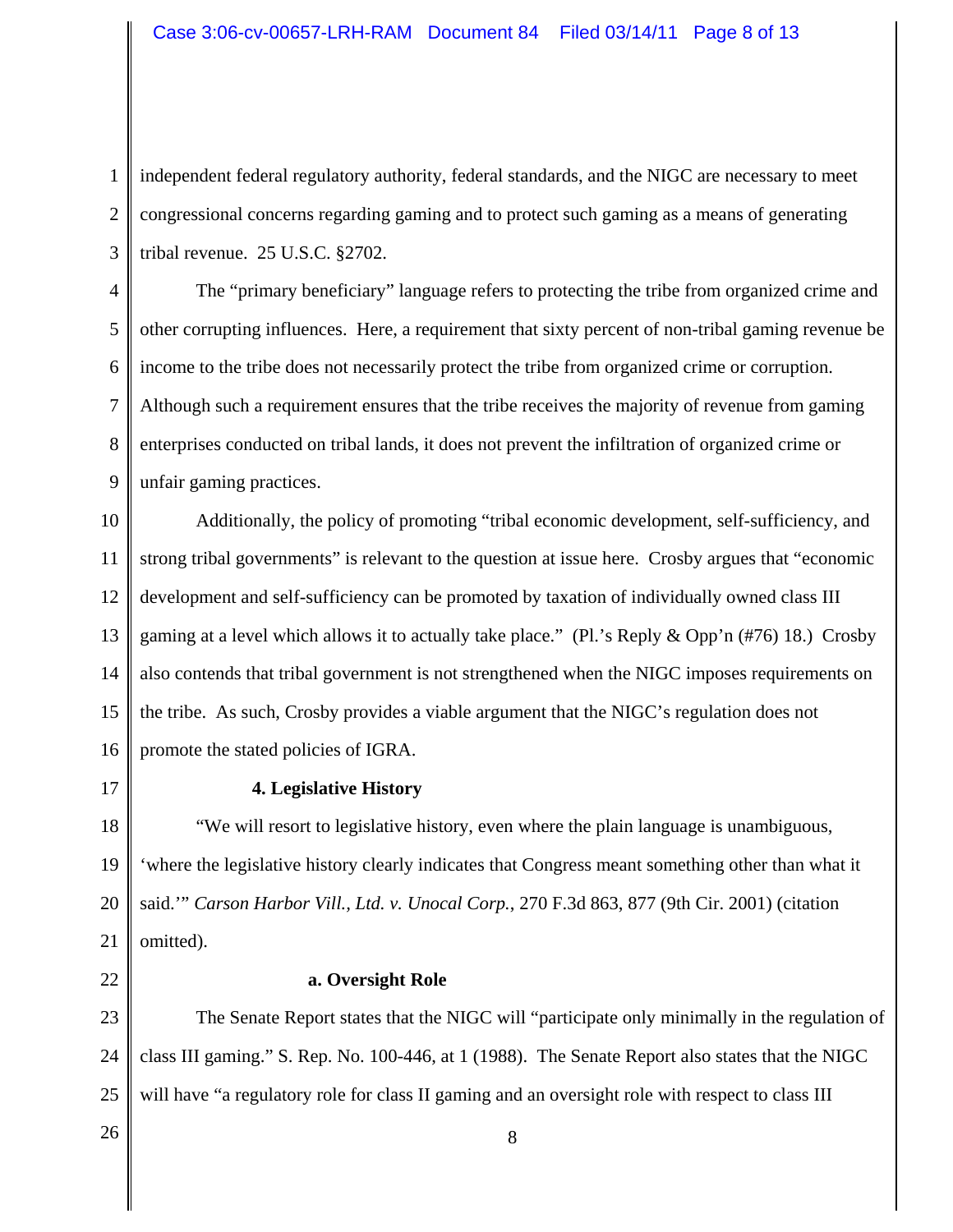independent federal regulatory authority, federal standards, and the NIGC are necessary to meet congressional concerns regarding gaming and to protect such gaming as a means of generating tribal revenue. 25 U.S.C. §2702.

The "primary beneficiary" language refers to protecting the tribe from organized crime and other corrupting influences. Here, a requirement that sixty percent of non-tribal gaming revenue be income to the tribe does not necessarily protect the tribe from organized crime or corruption. Although such a requirement ensures that the tribe receives the majority of revenue from gaming enterprises conducted on tribal lands, it does not prevent the infiltration of organized crime or unfair gaming practices.

Additionally, the policy of promoting "tribal economic development, self-sufficiency, and strong tribal governments" is relevant to the question at issue here. Crosby argues that "economic development and self-sufficiency can be promoted by taxation of individually owned class III gaming at a level which allows it to actually take place." (Pl.'s Reply & Opp'n (#76) 18.) Crosby also contends that tribal government is not strengthened when the NIGC imposes requirements on the tribe. As such, Crosby provides a viable argument that the NIGC's regulation does not promote the stated policies of IGRA.

**4. Legislative History**

"We will resort to legislative history, even where the plain language is unambiguous, 'where the legislative history clearly indicates that Congress meant something other than what it said.'" *Carson Harbor Vill., Ltd. v. Unocal Corp.*, 270 F.3d 863, 877 (9th Cir. 2001) (citation omitted).

**a. Oversight Role**

The Senate Report states that the NIGC will "participate only minimally in the regulation of class III gaming." S. Rep. No. 100-446, at 1 (1988). The Senate Report also states that the NIGC will have "a regulatory role for class II gaming and an oversight role with respect to class III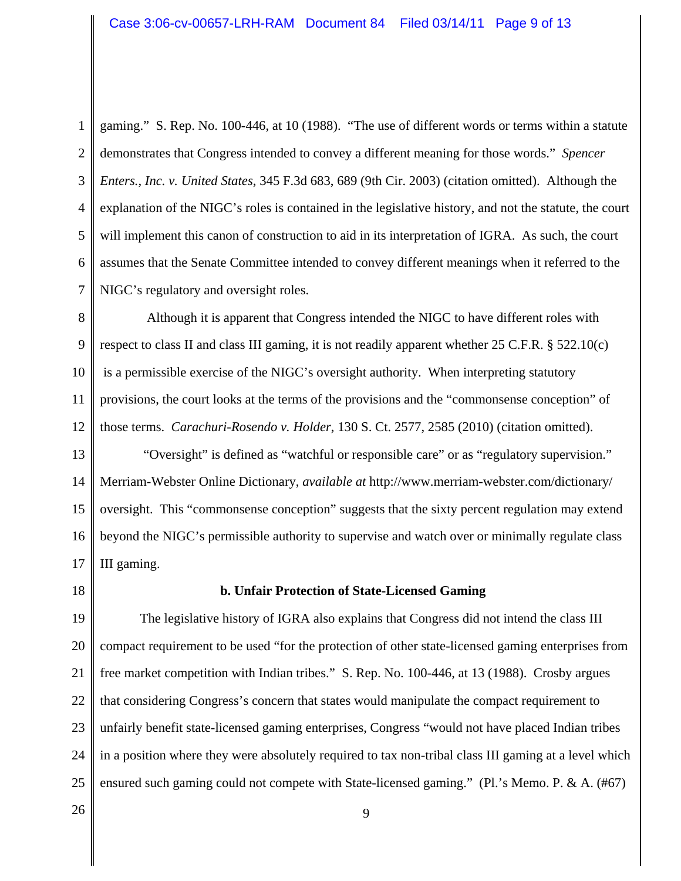gaming." S. Rep. No. 100-446, at 10 (1988). "The use of different words or terms within a statute demonstrates that Congress intended to convey a different meaning for those words." *Spencer Enters., Inc. v. United States*, 345 F.3d 683, 689 (9th Cir. 2003) (citation omitted). Although the explanation of the NIGC's roles is contained in the legislative history, and not the statute, the court will implement this canon of construction to aid in its interpretation of IGRA. As such, the court assumes that the Senate Committee intended to convey different meanings when it referred to the NIGC's regulatory and oversight roles.

Although it is apparent that Congress intended the NIGC to have different roles with respect to class II and class III gaming, it is not readily apparent whether 25 C.F.R. § 522.10(c) is a permissible exercise of the NIGC's oversight authority. When interpreting statutory provisions, the court looks at the terms of the provisions and the "commonsense conception" of those terms. *Carachuri-Rosendo v. Holder*, 130 S. Ct. 2577, 2585 (2010) (citation omitted).

"Oversight" is defined as "watchful or responsible care" or as "regulatory supervision." Merriam-Webster Online Dictionary, *available at* http://www.merriam-webster.com/dictionary/oversight. This "commonsense conception" suggests that the sixty percent regulation may extend beyond the NIGC's permissible authority to supervise and watch over or minimally regulate class III gaming.

**b. Unfair Protection of State-Licensed Gaming**

The legislative history of IGRA also explains that Congress did not intend the class III compact requirement to be used "for the protection of other state-licensed gaming enterprises from free market competition with Indian tribes." S. Rep. No. 100-446, at 13 (1988). Crosby argues that considering Congress's concern that states would manipulate the compact requirement to unfairly benefit state-licensed gaming enterprises, Congress "would not have placed Indian tribes in a position where they were absolutely required to tax non-tribal class III gaming at a level which ensured such gaming could not compete with State-licensed gaming." (Pl.'s Memo. P. & A. (#67)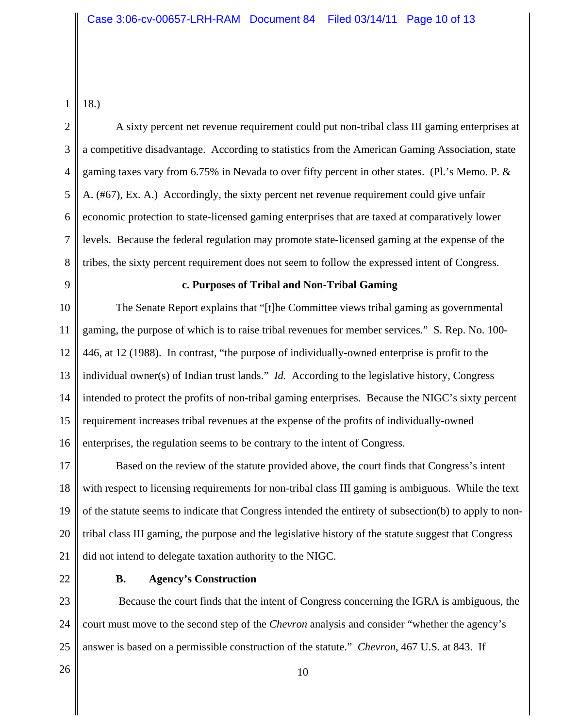18.)

A sixty percent net revenue requirement could put non-tribal class III gaming enterprises at a competitive disadvantage. According to statistics from the American Gaming Association, state gaming taxes vary from 6.75% in Nevada to over fifty percent in other states. (Pl.'s Memo. P. & A. (#67), Ex. A.) Accordingly, the sixty percent net revenue requirement could give unfair economic protection to state-licensed gaming enterprises that are taxed at comparatively lower levels. Because the federal regulation may promote state-licensed gaming at the expense of the tribes, the sixty percent requirement does not seem to follow the expressed intent of Congress.

**c. Purposes of Tribal and Non-Tribal Gaming**

The Senate Report explains that "[t]he Committee views tribal gaming as governmental gaming, the purpose of which is to raise tribal revenues for member services." S. Rep. No. 100-446, at 12 (1988). In contrast, "the purpose of individually-owned enterprise is profit to the individual owner(s) of Indian trust lands." *Id.* According to the legislative history, Congress intended to protect the profits of non-tribal gaming enterprises. Because the NIGC's sixty percent requirement increases tribal revenues at the expense of the profits of individually-owned enterprises, the regulation seems to be contrary to the intent of Congress.

Based on the review of the statute provided above, the court finds that Congress's intent with respect to licensing requirements for non-tribal class III gaming is ambiguous. While the text of the statute seems to indicate that Congress intended the entirety of subsection(b) to apply to non-tribal class III gaming, the purpose and the legislative history of the statute suggest that Congress did not intend to delegate taxation authority to the NIGC.

**B. Agency's Construction**

Because the court finds that the intent of Congress concerning the IGRA is ambiguous, the court must move to the second step of the *Chevron* analysis and consider "whether the agency's answer is based on a permissible construction of the statute." *Chevron*, 467 U.S. at 843. If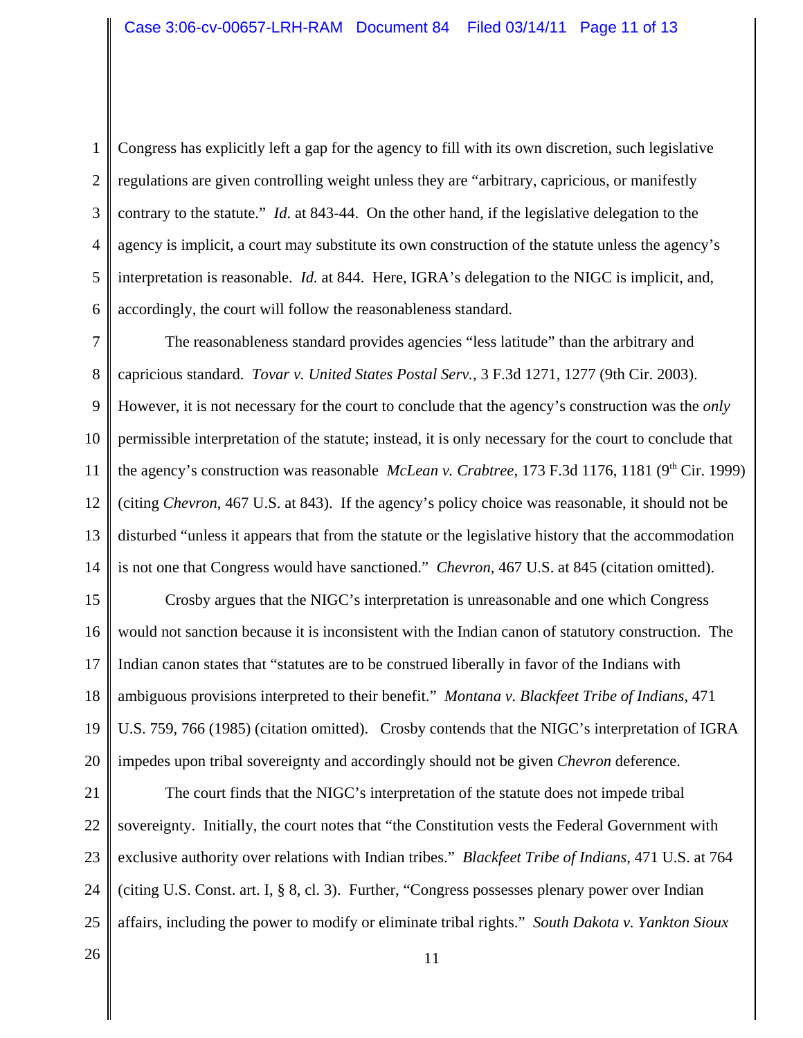Congress has explicitly left a gap for the agency to fill with its own discretion, such legislative regulations are given controlling weight unless they are "arbitrary, capricious, or manifestly contrary to the statute." *Id*. at 843-44. On the other hand, if the legislative delegation to the agency is implicit, a court may substitute its own construction of the statute unless the agency's interpretation is reasonable. *Id.* at 844. Here, IGRA's delegation to the NIGC is implicit, and, accordingly, the court will follow the reasonableness standard.

The reasonableness standard provides agencies "less latitude" than the arbitrary and capricious standard. *Tovar v. United States Postal Serv.*, 3 F.3d 1271, 1277 (9th Cir. 2003). However, it is not necessary for the court to conclude that the agency's construction was the *only* permissible interpretation of the statute; instead, it is only necessary for the court to conclude that the agency's construction was reasonable *McLean v. Crabtree*, 173 F.3d 1176, 1181 (9th Cir. 1999) (citing *Chevron*, 467 U.S. at 843). If the agency's policy choice was reasonable, it should not be disturbed "unless it appears that from the statute or the legislative history that the accommodation is not one that Congress would have sanctioned." *Chevron*, 467 U.S. at 845 (citation omitted).

Crosby argues that the NIGC's interpretation is unreasonable and one which Congress would not sanction because it is inconsistent with the Indian canon of statutory construction. The Indian canon states that "statutes are to be construed liberally in favor of the Indians with ambiguous provisions interpreted to their benefit." *Montana v. Blackfeet Tribe of Indians*, 471 U.S. 759, 766 (1985) (citation omitted). Crosby contends that the NIGC's interpretation of IGRA impedes upon tribal sovereignty and accordingly should not be given *Chevron* deference.

The court finds that the NIGC's interpretation of the statute does not impede tribal sovereignty. Initially, the court notes that "the Constitution vests the Federal Government with exclusive authority over relations with Indian tribes." *Blackfeet Tribe of Indians*, 471 U.S. at 764 (citing U.S. Const. art. I, § 8, cl. 3). Further, "Congress possesses plenary power over Indian affairs, including the power to modify or eliminate tribal rights." *South Dakota v. Yankton Sioux*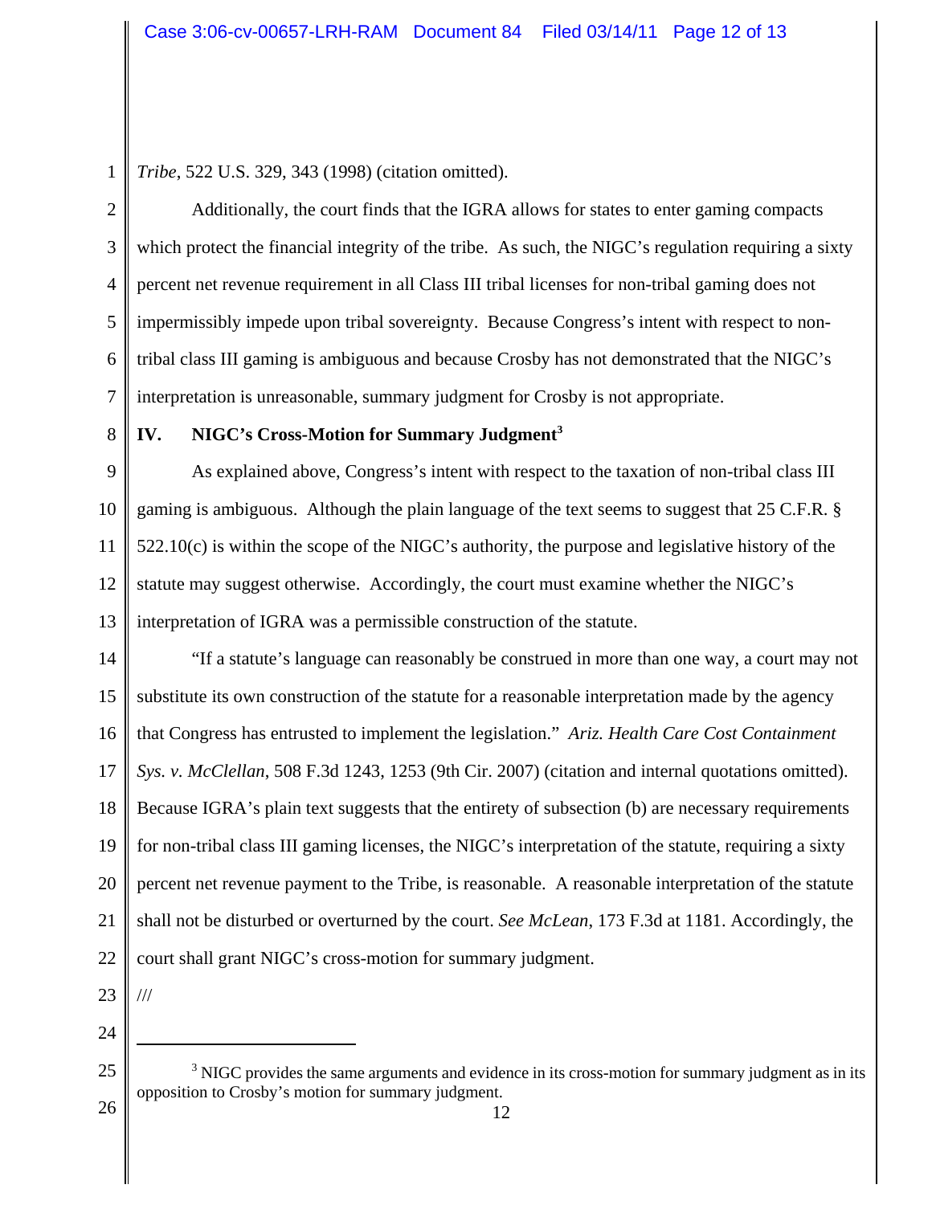*Tribe*, 522 U.S. 329, 343 (1998) (citation omitted).

Additionally, the court finds that the IGRA allows for states to enter gaming compacts which protect the financial integrity of the tribe. As such, the NIGC's regulation requiring a sixty percent net revenue requirement in all Class III tribal licenses for non-tribal gaming does not impermissibly impede upon tribal sovereignty. Because Congress's intent with respect to non-tribal class III gaming is ambiguous and because Crosby has not demonstrated that the NIGC's interpretation is unreasonable, summary judgment for Crosby is not appropriate.

## IV. NIGC's Cross-Motion for Summary Judgment[3]

As explained above, Congress's intent with respect to the taxation of non-tribal class III gaming is ambiguous. Although the plain language of the text seems to suggest that 25 C.F.R. § 522.10(c) is within the scope of the NIGC's authority, the purpose and legislative history of the statute may suggest otherwise. Accordingly, the court must examine whether the NIGC's interpretation of IGRA was a permissible construction of the statute.

"If a statute's language can reasonably be construed in more than one way, a court may not substitute its own construction of the statute for a reasonable interpretation made by the agency that Congress has entrusted to implement the legislation." *Ariz. Health Care Cost Containment Sys. v. McClellan*, 508 F.3d 1243, 1253 (9th Cir. 2007) (citation and internal quotations omitted). Because IGRA's plain text suggests that the entirety of subsection (b) are necessary requirements for non-tribal class III gaming licenses, the NIGC's interpretation of the statute, requiring a sixty percent net revenue payment to the Tribe, is reasonable. A reasonable interpretation of the statute shall not be disturbed or overturned by the court. *See McLean*, 173 F.3d at 1181. Accordingly, the court shall grant NIGC's cross-motion for summary judgment.

///

---

[3] NIGC provides the same arguments and evidence in its cross-motion for summary judgment as in its opposition to Crosby's motion for summary judgment.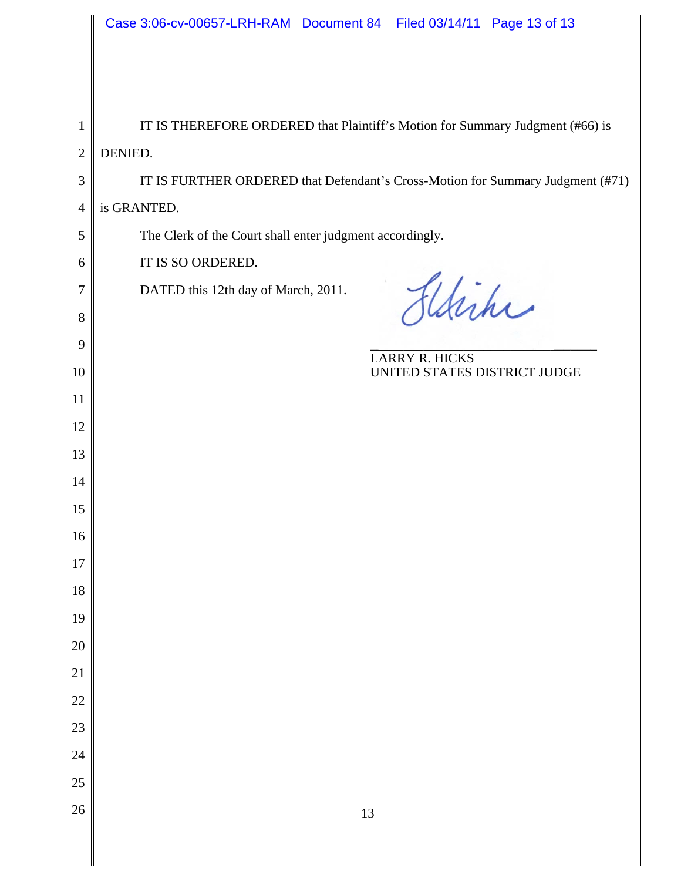IT IS THEREFORE ORDERED that Plaintiff's Motion for Summary Judgment (#66) is DENIED.

IT IS FURTHER ORDERED that Defendant's Cross-Motion for Summary Judgment (#71) is GRANTED.

The Clerk of the Court shall enter judgment accordingly.

IT IS SO ORDERED.

DATED this 12th day of March, 2011.

\_\_\_\_\_\_\_\_\_\_\_\_\_\_\_\_\_\_\_\_\_\_\_\_\_\_\_\_\_\_\_\_\_\_\_

LARRY R. HICKS
UNITED STATES DISTRICT JUDGE